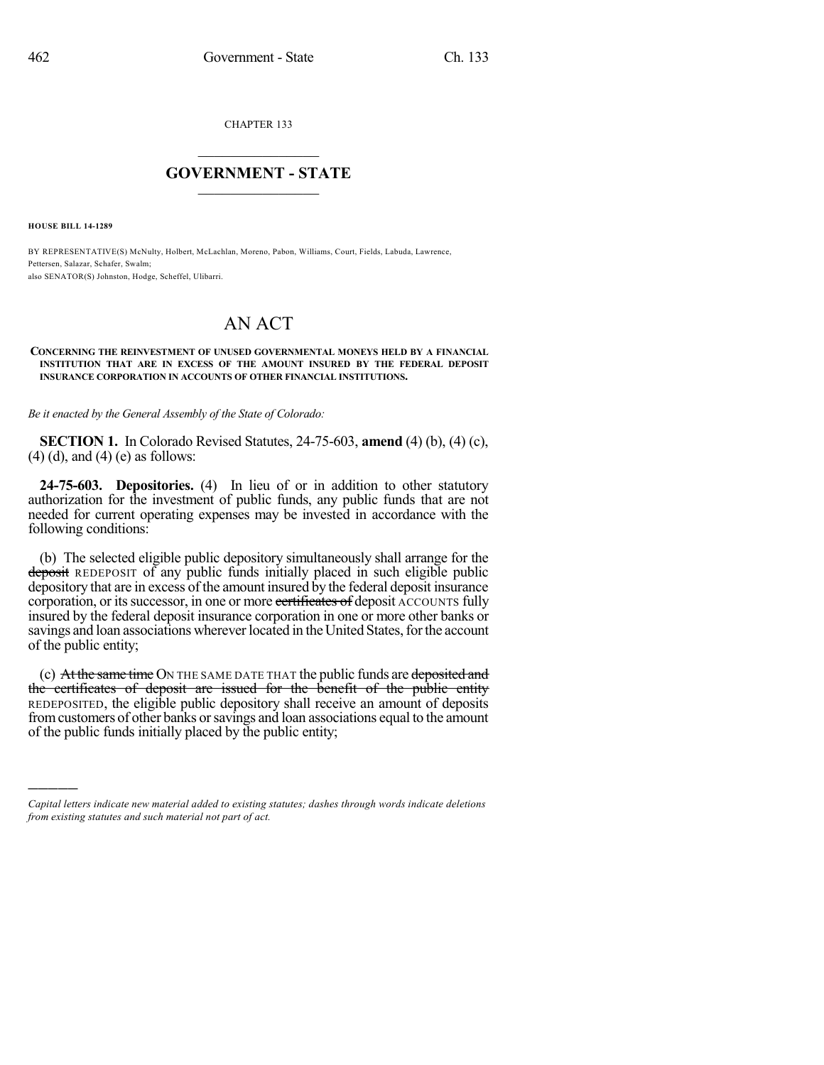CHAPTER 133

# GOVERNMENT - STATE

**HOUSE BILL 14-1289**

BY REPRESENTATIVE(S) McNulty, Holbert, McLachlan, Moreno, Pabon, Williams, Court, Fields, Labuda, Lawrence, Pettersen, Salazar, Schafer, Swalm;
also SENATOR(S) Johnston, Hodge, Scheffel, Ulibarri.

# AN ACT

**CONCERNING THE REINVESTMENT OF UNUSED GOVERNMENTAL MONEYS HELD BY A FINANCIAL INSTITUTION THAT ARE IN EXCESS OF THE AMOUNT INSURED BY THE FEDERAL DEPOSIT INSURANCE CORPORATION IN ACCOUNTS OF OTHER FINANCIAL INSTITUTIONS.**

*Be it enacted by the General Assembly of the State of Colorado:*

**SECTION 1.** In Colorado Revised Statutes, 24-75-603, **amend** (4) (b), (4) (c), (4) (d), and (4) (e) as follows:

**24-75-603. Depositories.** (4) In lieu of or in addition to other statutory authorization for the investment of public funds, any public funds that are not needed for current operating expenses may be invested in accordance with the following conditions:

(b) The selected eligible public depository simultaneously shall arrange for the ~~deposit~~ REDEPOSIT of any public funds initially placed in such eligible public depository that are in excess of the amount insured by the federal deposit insurance corporation, or its successor, in one or more ~~certificates of~~ deposit ACCOUNTS fully insured by the federal deposit insurance corporation in one or more other banks or savings and loan associations wherever located in the United States, for the account of the public entity;

(c) ~~At the same time~~ ON THE SAME DATE THAT the public funds are ~~deposited and the certificates of deposit are issued for the benefit of the public entity~~ REDEPOSITED, the eligible public depository shall receive an amount of deposits from customers of other banks or savings and loan associations equal to the amount of the public funds initially placed by the public entity;

*Capital letters indicate new material added to existing statutes; dashes through words indicate deletions from existing statutes and such material not part of act.*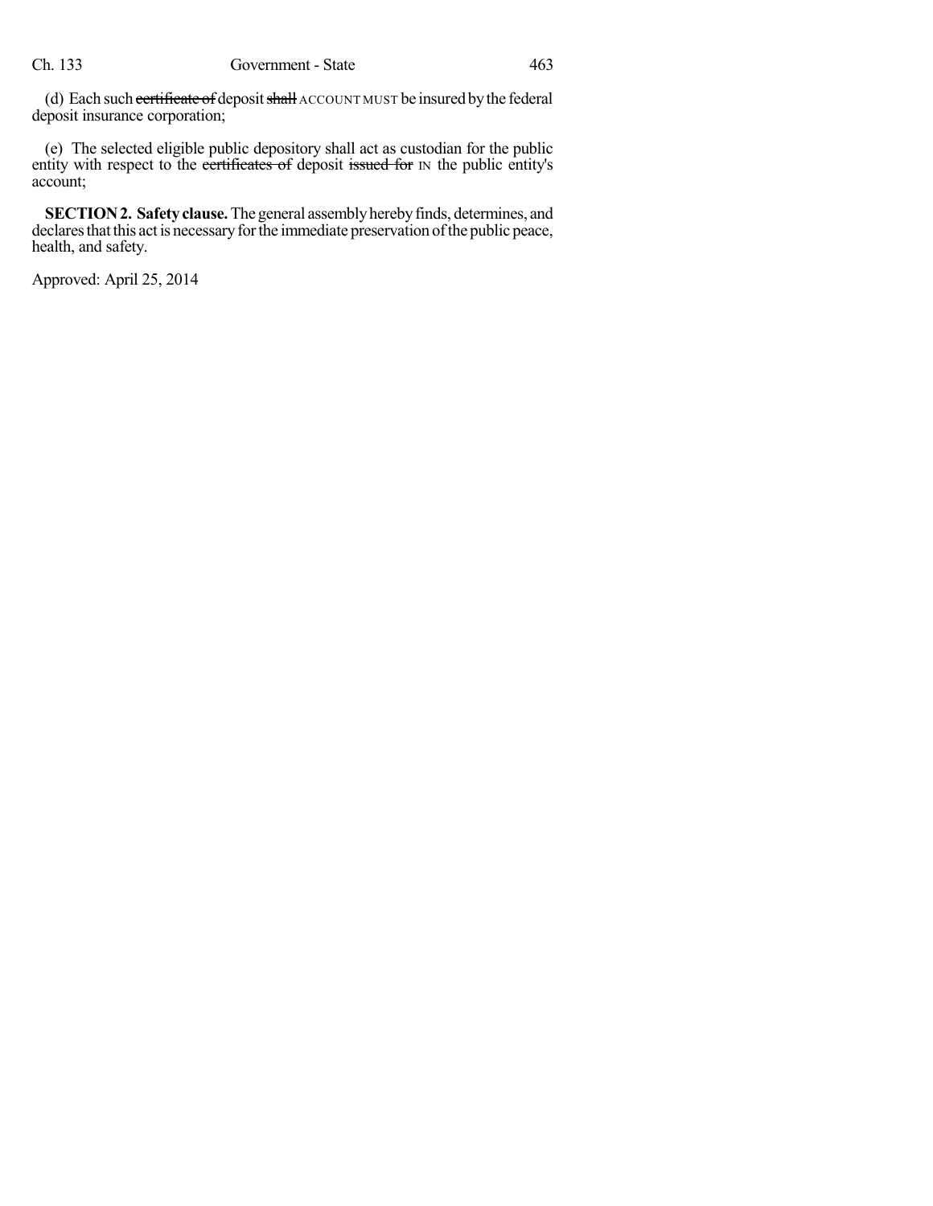(d) Each such ~~certificate of~~ deposit ~~shall~~ ACCOUNT MUST be insured by the federal deposit insurance corporation;

(e) The selected eligible public depository shall act as custodian for the public entity with respect to the ~~certificates of~~ deposit ~~issued for~~ IN the public entity's account;

**SECTION 2. Safety clause.** The general assembly hereby finds, determines, and declares that this act is necessary for the immediate preservation of the public peace, health, and safety.

Approved: April 25, 2014